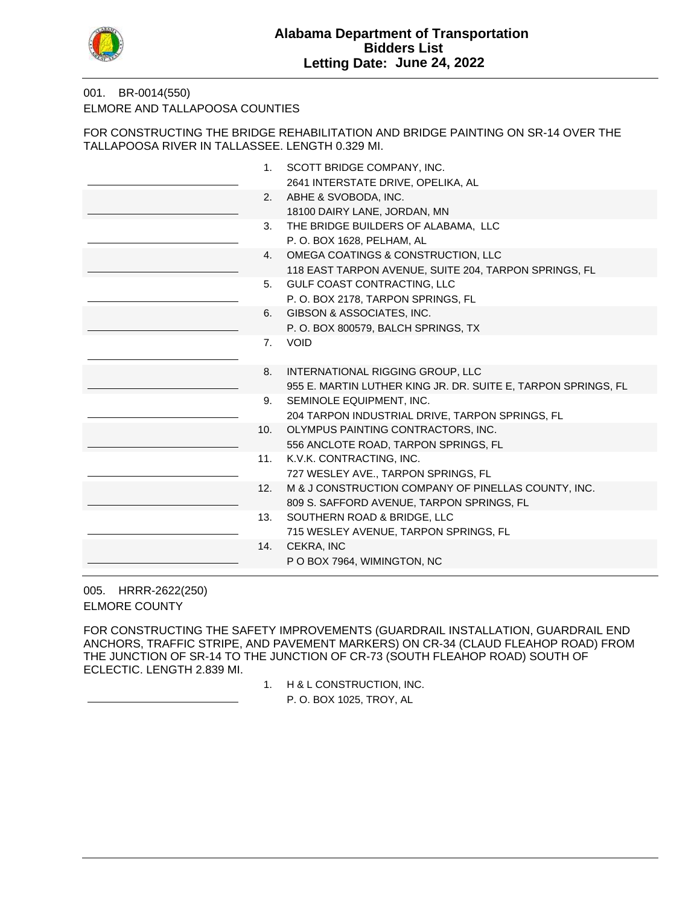# Alabama Department of Transportation
## Bidders List
## Letting Date: June 24, 2022

001. BR-0014(550)
ELMORE AND TALLAPOOSA COUNTIES

FOR CONSTRUCTING THE BRIDGE REHABILITATION AND BRIDGE PAINTING ON SR-14 OVER THE TALLAPOOSA RIVER IN TALLASSEE. LENGTH 0.329 MI.

1. SCOTT BRIDGE COMPANY, INC.
   2641 INTERSTATE DRIVE, OPELIKA, AL
2. ABHE & SVOBODA, INC.
   18100 DAIRY LANE, JORDAN, MN
3. THE BRIDGE BUILDERS OF ALABAMA, LLC
   P. O. BOX 1628, PELHAM, AL
4. OMEGA COATINGS & CONSTRUCTION, LLC
   118 EAST TARPON AVENUE, SUITE 204, TARPON SPRINGS, FL
5. GULF COAST CONTRACTING, LLC
   P. O. BOX 2178, TARPON SPRINGS, FL
6. GIBSON & ASSOCIATES, INC.
   P. O. BOX 800579, BALCH SPRINGS, TX
7. VOID
8. INTERNATIONAL RIGGING GROUP, LLC
   955 E. MARTIN LUTHER KING JR. DR. SUITE E, TARPON SPRINGS, FL
9. SEMINOLE EQUIPMENT, INC.
   204 TARPON INDUSTRIAL DRIVE, TARPON SPRINGS, FL
10. OLYMPUS PAINTING CONTRACTORS, INC.
    556 ANCLOTE ROAD, TARPON SPRINGS, FL
11. K.V.K. CONTRACTING, INC.
    727 WESLEY AVE., TARPON SPRINGS, FL
12. M & J CONSTRUCTION COMPANY OF PINELLAS COUNTY, INC.
    809 S. SAFFORD AVENUE, TARPON SPRINGS, FL
13. SOUTHERN ROAD & BRIDGE, LLC
    715 WESLEY AVENUE, TARPON SPRINGS, FL
14. CEKRA, INC
    P O BOX 7964, WIMINGTON, NC

005. HRRR-2622(250)
ELMORE COUNTY

FOR CONSTRUCTING THE SAFETY IMPROVEMENTS (GUARDRAIL INSTALLATION, GUARDRAIL END ANCHORS, TRAFFIC STRIPE, AND PAVEMENT MARKERS) ON CR-34 (CLAUD FLEAHOP ROAD) FROM THE JUNCTION OF SR-14 TO THE JUNCTION OF CR-73 (SOUTH FLEAHOP ROAD) SOUTH OF ECLECTIC. LENGTH 2.839 MI.

1. H & L CONSTRUCTION, INC.
   P. O. BOX 1025, TROY, AL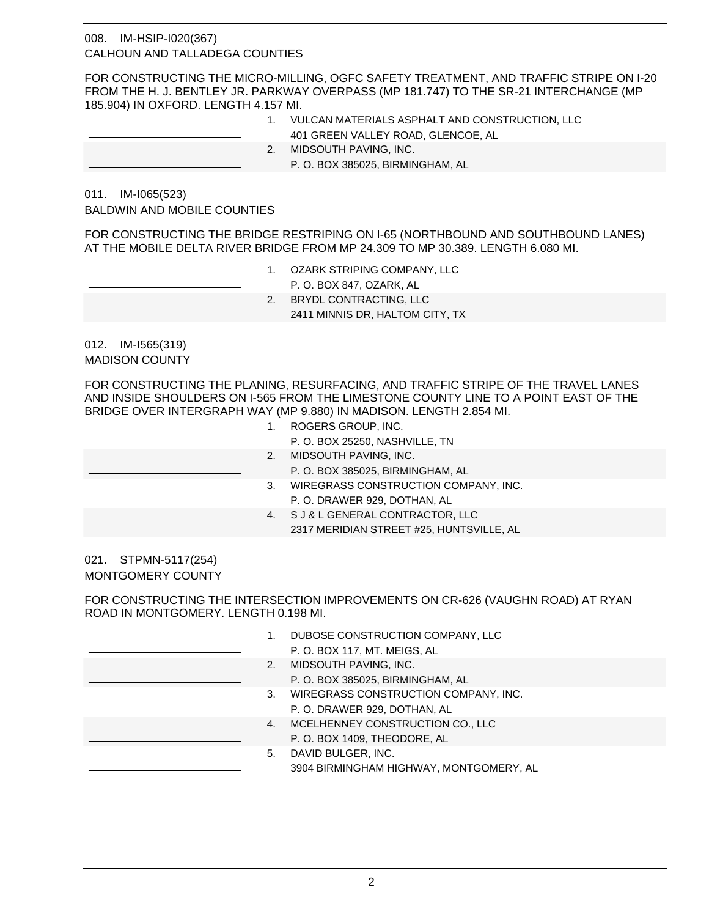008. IM-HSIP-I020(367)
CALHOUN AND TALLADEGA COUNTIES

FOR CONSTRUCTING THE MICRO-MILLING, OGFC SAFETY TREATMENT, AND TRAFFIC STRIPE ON I-20 FROM THE H. J. BENTLEY JR. PARKWAY OVERPASS (MP 181.747) TO THE SR-21 INTERCHANGE (MP 185.904) IN OXFORD. LENGTH 4.157 MI.

| | |
|---|---|
| ____________ | 1. VULCAN MATERIALS ASPHALT AND CONSTRUCTION, LLC<br>401 GREEN VALLEY ROAD, GLENCOE, AL |
| ____________ | 2. MIDSOUTH PAVING, INC.<br>P. O. BOX 385025, BIRMINGHAM, AL |

011. IM-I065(523)
BALDWIN AND MOBILE COUNTIES

FOR CONSTRUCTING THE BRIDGE RESTRIPING ON I-65 (NORTHBOUND AND SOUTHBOUND LANES) AT THE MOBILE DELTA RIVER BRIDGE FROM MP 24.309 TO MP 30.389. LENGTH 6.080 MI.

| | |
|---|---|
| ____________ | 1. OZARK STRIPING COMPANY, LLC<br>P. O. BOX 847, OZARK, AL |
| ____________ | 2. BRYDL CONTRACTING, LLC<br>2411 MINNIS DR, HALTOM CITY, TX |

012. IM-I565(319)
MADISON COUNTY

FOR CONSTRUCTING THE PLANING, RESURFACING, AND TRAFFIC STRIPE OF THE TRAVEL LANES AND INSIDE SHOULDERS ON I-565 FROM THE LIMESTONE COUNTY LINE TO A POINT EAST OF THE BRIDGE OVER INTERGRAPH WAY (MP 9.880) IN MADISON. LENGTH 2.854 MI.

| | |
|---|---|
| ____________ | 1. ROGERS GROUP, INC.<br>P. O. BOX 25250, NASHVILLE, TN |
| ____________ | 2. MIDSOUTH PAVING, INC.<br>P. O. BOX 385025, BIRMINGHAM, AL |
| ____________ | 3. WIREGRASS CONSTRUCTION COMPANY, INC.<br>P. O. DRAWER 929, DOTHAN, AL |
| ____________ | 4. S J & L GENERAL CONTRACTOR, LLC<br>2317 MERIDIAN STREET #25, HUNTSVILLE, AL |

021. STPMN-5117(254)
MONTGOMERY COUNTY

FOR CONSTRUCTING THE INTERSECTION IMPROVEMENTS ON CR-626 (VAUGHN ROAD) AT RYAN ROAD IN MONTGOMERY. LENGTH 0.198 MI.

| | |
|---|---|
| ____________ | 1. DUBOSE CONSTRUCTION COMPANY, LLC<br>P. O. BOX 117, MT. MEIGS, AL |
| ____________ | 2. MIDSOUTH PAVING, INC.<br>P. O. BOX 385025, BIRMINGHAM, AL |
| ____________ | 3. WIREGRASS CONSTRUCTION COMPANY, INC.<br>P. O. DRAWER 929, DOTHAN, AL |
| ____________ | 4. MCELHENNEY CONSTRUCTION CO., LLC<br>P. O. BOX 1409, THEODORE, AL |
| ____________ | 5. DAVID BULGER, INC.<br>3904 BIRMINGHAM HIGHWAY, MONTGOMERY, AL |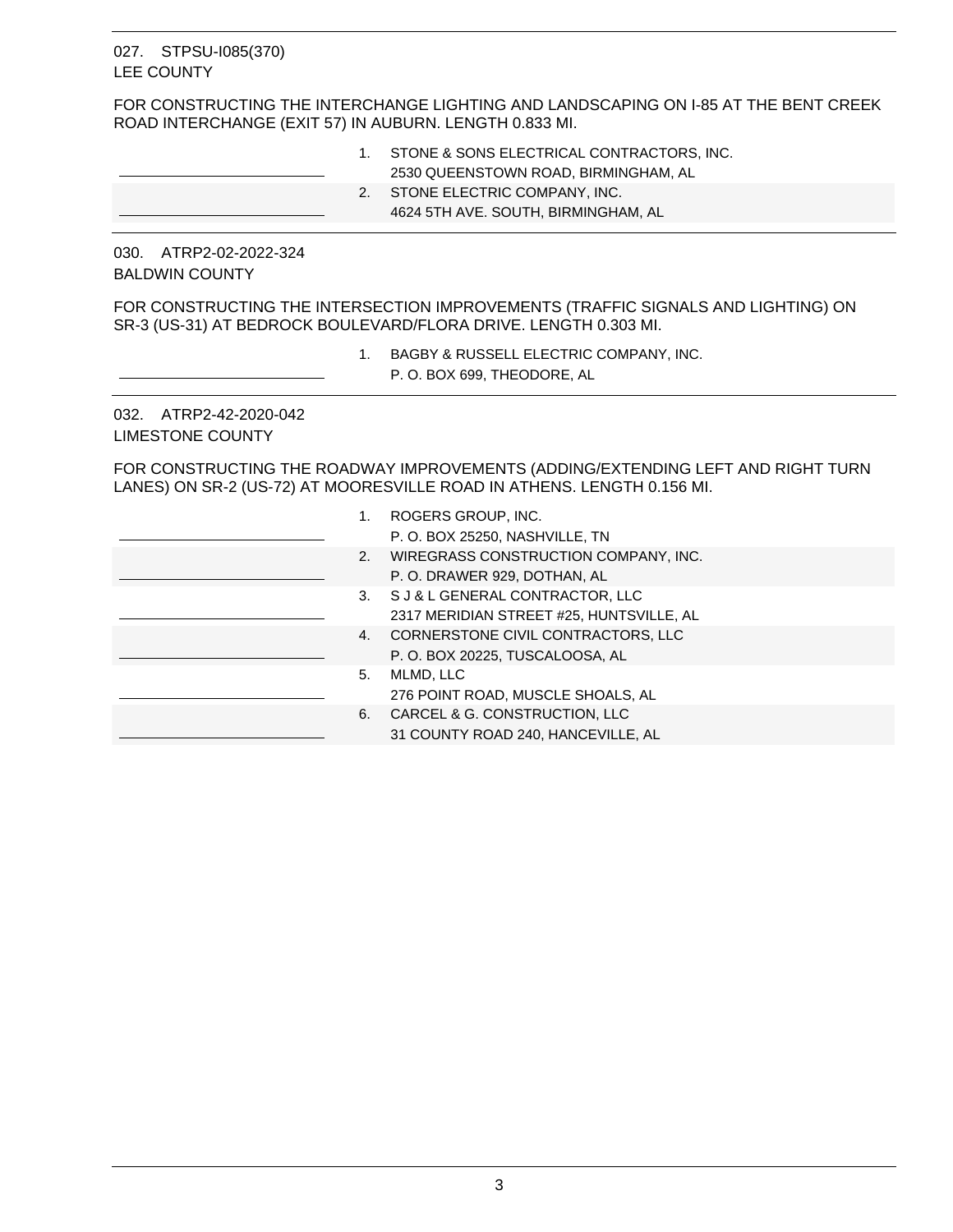027. STPSU-I085(370)
LEE COUNTY

FOR CONSTRUCTING THE INTERCHANGE LIGHTING AND LANDSCAPING ON I-85 AT THE BENT CREEK ROAD INTERCHANGE (EXIT 57) IN AUBURN. LENGTH 0.833 MI.

| Bid | No. | Bidder |
|---|---|---|
| ______________ | 1. | STONE & SONS ELECTRICAL CONTRACTORS, INC.<br>2530 QUEENSTOWN ROAD, BIRMINGHAM, AL |
| ______________ | 2. | STONE ELECTRIC COMPANY, INC.<br>4624 5TH AVE. SOUTH, BIRMINGHAM, AL |

030. ATRP2-02-2022-324
BALDWIN COUNTY

FOR CONSTRUCTING THE INTERSECTION IMPROVEMENTS (TRAFFIC SIGNALS AND LIGHTING) ON SR-3 (US-31) AT BEDROCK BOULEVARD/FLORA DRIVE. LENGTH 0.303 MI.

| Bid | No. | Bidder |
|---|---|---|
| ______________ | 1. | BAGBY & RUSSELL ELECTRIC COMPANY, INC.<br>P. O. BOX 699, THEODORE, AL |

032. ATRP2-42-2020-042
LIMESTONE COUNTY

FOR CONSTRUCTING THE ROADWAY IMPROVEMENTS (ADDING/EXTENDING LEFT AND RIGHT TURN LANES) ON SR-2 (US-72) AT MOORESVILLE ROAD IN ATHENS. LENGTH 0.156 MI.

| Bid | No. | Bidder |
|---|---|---|
| ______________ | 1. | ROGERS GROUP, INC.<br>P. O. BOX 25250, NASHVILLE, TN |
| ______________ | 2. | WIREGRASS CONSTRUCTION COMPANY, INC.<br>P. O. DRAWER 929, DOTHAN, AL |
| ______________ | 3. | S J & L GENERAL CONTRACTOR, LLC<br>2317 MERIDIAN STREET #25, HUNTSVILLE, AL |
| ______________ | 4. | CORNERSTONE CIVIL CONTRACTORS, LLC<br>P. O. BOX 20225, TUSCALOOSA, AL |
| ______________ | 5. | MLMD, LLC<br>276 POINT ROAD, MUSCLE SHOALS, AL |
| ______________ | 6. | CARCEL & G. CONSTRUCTION, LLC<br>31 COUNTY ROAD 240, HANCEVILLE, AL |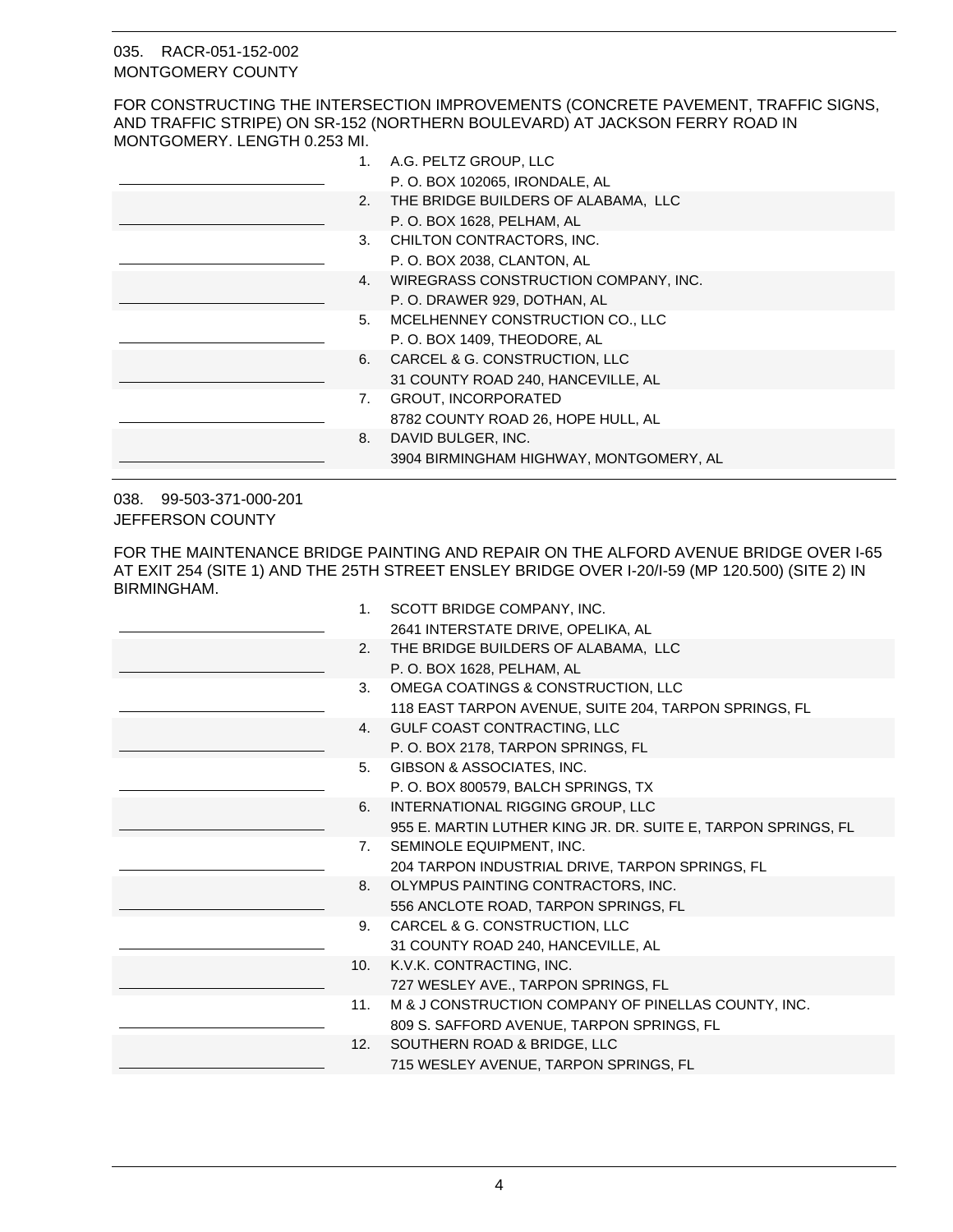035. RACR-051-152-002
MONTGOMERY COUNTY

FOR CONSTRUCTING THE INTERSECTION IMPROVEMENTS (CONCRETE PAVEMENT, TRAFFIC SIGNS, AND TRAFFIC STRIPE) ON SR-152 (NORTHERN BOULEVARD) AT JACKSON FERRY ROAD IN MONTGOMERY. LENGTH 0.253 MI.

| | | |
|---|---|---|
| ____________ | 1. | A.G. PELTZ GROUP, LLC<br>P. O. BOX 102065, IRONDALE, AL |
| ____________ | 2. | THE BRIDGE BUILDERS OF ALABAMA, LLC<br>P. O. BOX 1628, PELHAM, AL |
| ____________ | 3. | CHILTON CONTRACTORS, INC.<br>P. O. BOX 2038, CLANTON, AL |
| ____________ | 4. | WIREGRASS CONSTRUCTION COMPANY, INC.<br>P. O. DRAWER 929, DOTHAN, AL |
| ____________ | 5. | MCELHENNEY CONSTRUCTION CO., LLC<br>P. O. BOX 1409, THEODORE, AL |
| ____________ | 6. | CARCEL & G. CONSTRUCTION, LLC<br>31 COUNTY ROAD 240, HANCEVILLE, AL |
| ____________ | 7. | GROUT, INCORPORATED<br>8782 COUNTY ROAD 26, HOPE HULL, AL |
| ____________ | 8. | DAVID BULGER, INC.<br>3904 BIRMINGHAM HIGHWAY, MONTGOMERY, AL |

038. 99-503-371-000-201
JEFFERSON COUNTY

FOR THE MAINTENANCE BRIDGE PAINTING AND REPAIR ON THE ALFORD AVENUE BRIDGE OVER I-65 AT EXIT 254 (SITE 1) AND THE 25TH STREET ENSLEY BRIDGE OVER I-20/I-59 (MP 120.500) (SITE 2) IN BIRMINGHAM.

| | | |
|---|---|---|
| ____________ | 1. | SCOTT BRIDGE COMPANY, INC.<br>2641 INTERSTATE DRIVE, OPELIKA, AL |
| ____________ | 2. | THE BRIDGE BUILDERS OF ALABAMA, LLC<br>P. O. BOX 1628, PELHAM, AL |
| ____________ | 3. | OMEGA COATINGS & CONSTRUCTION, LLC<br>118 EAST TARPON AVENUE, SUITE 204, TARPON SPRINGS, FL |
| ____________ | 4. | GULF COAST CONTRACTING, LLC<br>P. O. BOX 2178, TARPON SPRINGS, FL |
| ____________ | 5. | GIBSON & ASSOCIATES, INC.<br>P. O. BOX 800579, BALCH SPRINGS, TX |
| ____________ | 6. | INTERNATIONAL RIGGING GROUP, LLC<br>955 E. MARTIN LUTHER KING JR. DR. SUITE E, TARPON SPRINGS, FL |
| ____________ | 7. | SEMINOLE EQUIPMENT, INC.<br>204 TARPON INDUSTRIAL DRIVE, TARPON SPRINGS, FL |
| ____________ | 8. | OLYMPUS PAINTING CONTRACTORS, INC.<br>556 ANCLOTE ROAD, TARPON SPRINGS, FL |
| ____________ | 9. | CARCEL & G. CONSTRUCTION, LLC<br>31 COUNTY ROAD 240, HANCEVILLE, AL |
| ____________ | 10. | K.V.K. CONTRACTING, INC.<br>727 WESLEY AVE., TARPON SPRINGS, FL |
| ____________ | 11. | M & J CONSTRUCTION COMPANY OF PINELLAS COUNTY, INC.<br>809 S. SAFFORD AVENUE, TARPON SPRINGS, FL |
| ____________ | 12. | SOUTHERN ROAD & BRIDGE, LLC<br>715 WESLEY AVENUE, TARPON SPRINGS, FL |